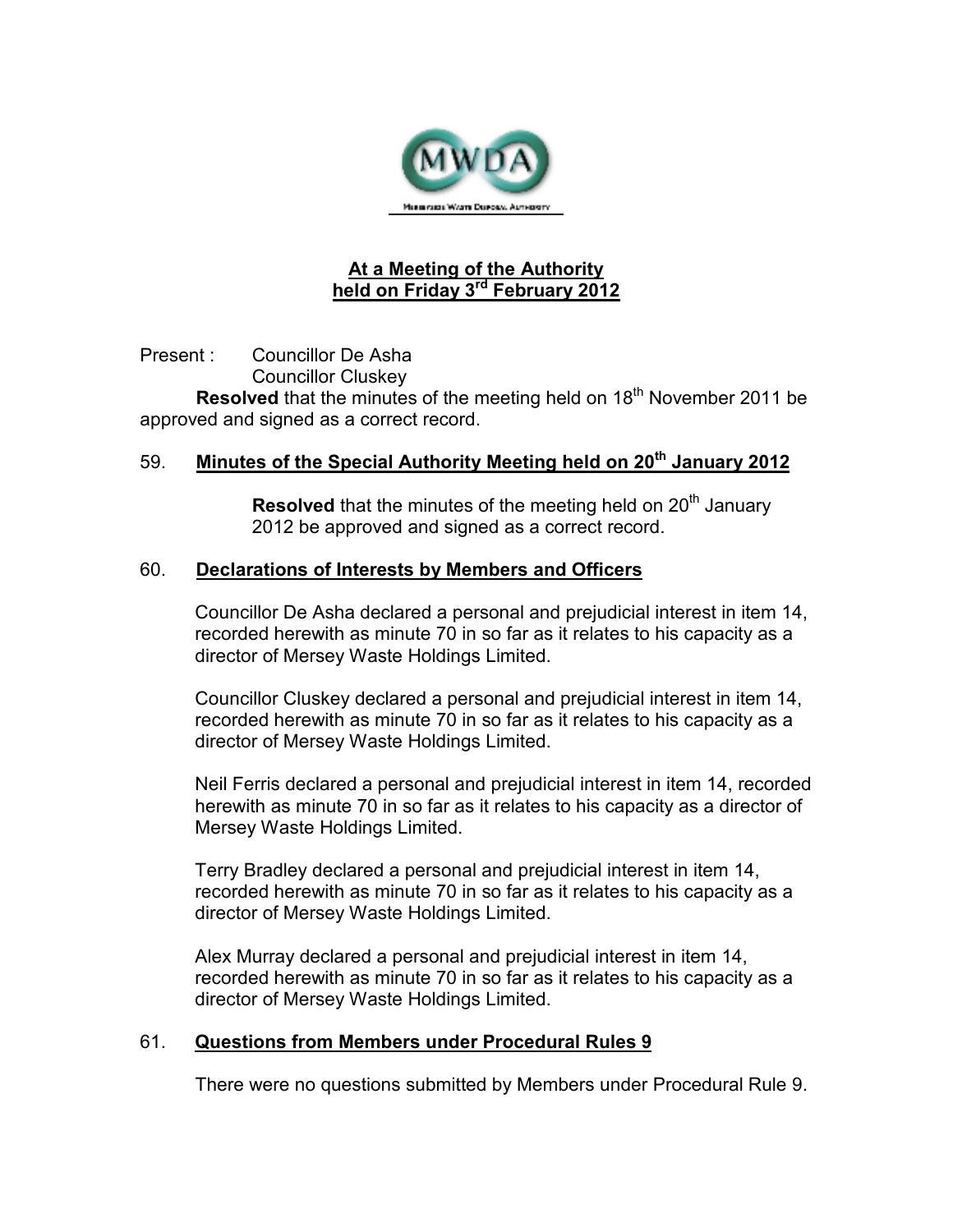# At a Meeting of the Authority held on Friday 3rd February 2012

Present : Councillor De Asha
Councillor Cluskey

**Resolved** that the minutes of the meeting held on 18th November 2011 be approved and signed as a correct record.

## 59. Minutes of the Special Authority Meeting held on 20th January 2012

**Resolved** that the minutes of the meeting held on 20th January 2012 be approved and signed as a correct record.

## 60. Declarations of Interests by Members and Officers

Councillor De Asha declared a personal and prejudicial interest in item 14, recorded herewith as minute 70 in so far as it relates to his capacity as a director of Mersey Waste Holdings Limited.

Councillor Cluskey declared a personal and prejudicial interest in item 14, recorded herewith as minute 70 in so far as it relates to his capacity as a director of Mersey Waste Holdings Limited.

Neil Ferris declared a personal and prejudicial interest in item 14, recorded herewith as minute 70 in so far as it relates to his capacity as a director of Mersey Waste Holdings Limited.

Terry Bradley declared a personal and prejudicial interest in item 14, recorded herewith as minute 70 in so far as it relates to his capacity as a director of Mersey Waste Holdings Limited.

Alex Murray declared a personal and prejudicial interest in item 14, recorded herewith as minute 70 in so far as it relates to his capacity as a director of Mersey Waste Holdings Limited.

## 61. Questions from Members under Procedural Rules 9

There were no questions submitted by Members under Procedural Rule 9.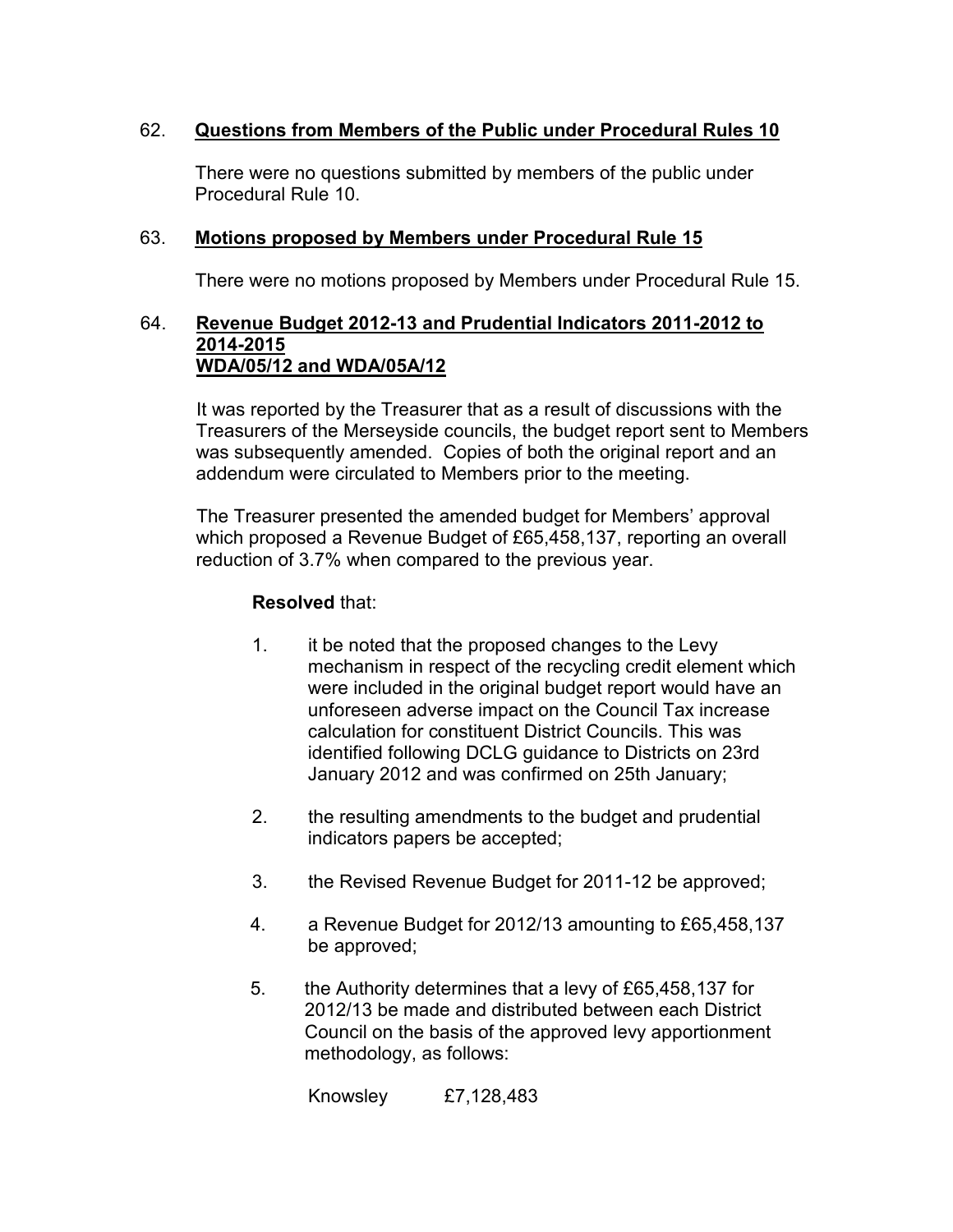## 62. Questions from Members of the Public under Procedural Rules 10

There were no questions submitted by members of the public under Procedural Rule 10.

## 63. Motions proposed by Members under Procedural Rule 15

There were no motions proposed by Members under Procedural Rule 15.

## 64. Revenue Budget 2012-13 and Prudential Indicators 2011-2012 to 2014-2015 WDA/05/12 and WDA/05A/12

It was reported by the Treasurer that as a result of discussions with the Treasurers of the Merseyside councils, the budget report sent to Members was subsequently amended. Copies of both the original report and an addendum were circulated to Members prior to the meeting.

The Treasurer presented the amended budget for Members' approval which proposed a Revenue Budget of £65,458,137, reporting an overall reduction of 3.7% when compared to the previous year.

**Resolved** that:

1. it be noted that the proposed changes to the Levy mechanism in respect of the recycling credit element which were included in the original budget report would have an unforeseen adverse impact on the Council Tax increase calculation for constituent District Councils. This was identified following DCLG guidance to Districts on 23rd January 2012 and was confirmed on 25th January;

2. the resulting amendments to the budget and prudential indicators papers be accepted;

3. the Revised Revenue Budget for 2011-12 be approved;

4. a Revenue Budget for 2012/13 amounting to £65,458,137 be approved;

5. the Authority determines that a levy of £65,458,137 for 2012/13 be made and distributed between each District Council on the basis of the approved levy apportionment methodology, as follows:

   Knowsley £7,128,483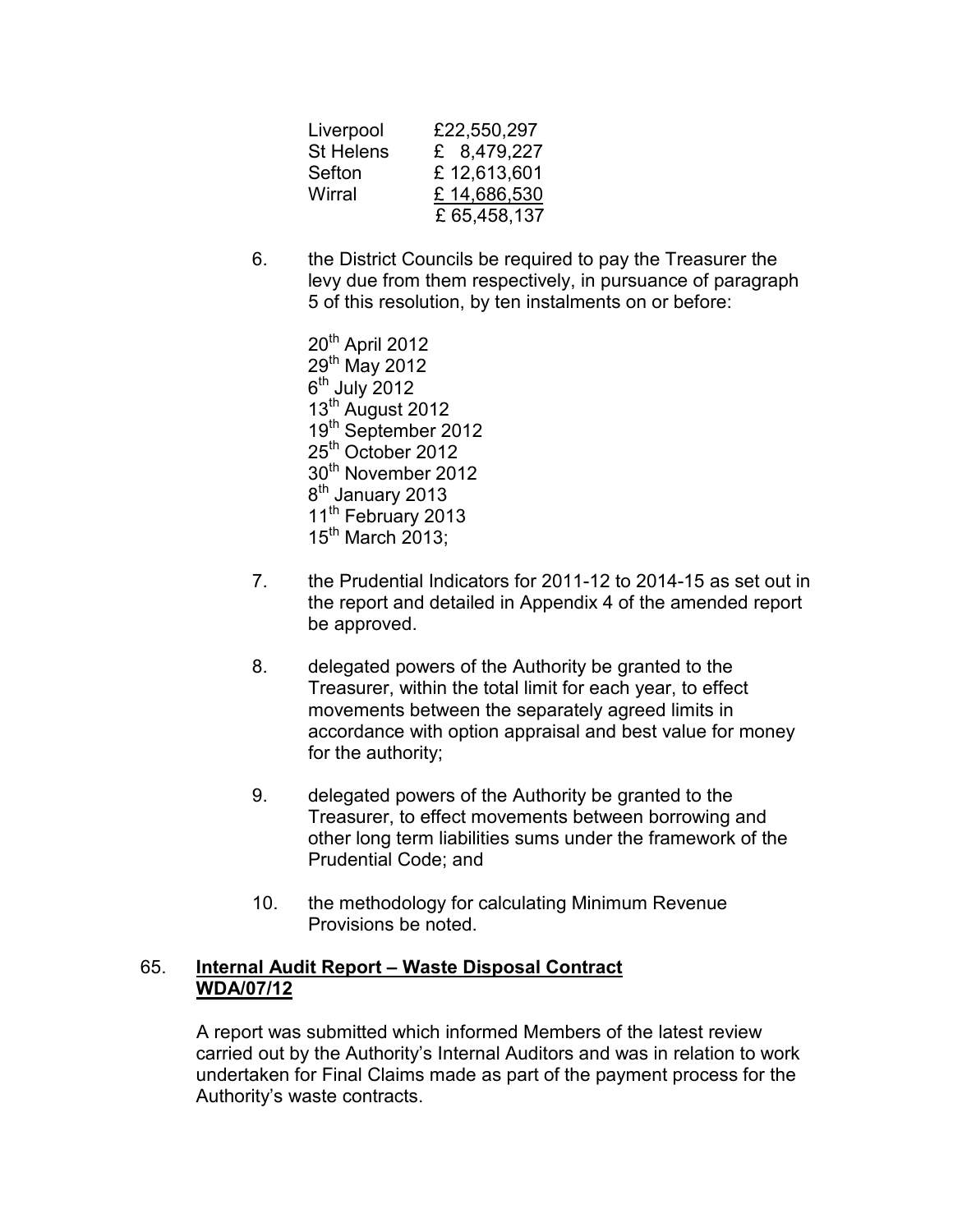| | |
|---|---|
| Liverpool | £22,550,297 |
| St Helens | £ 8,479,227 |
| Sefton | £ 12,613,601 |
| Wirral | £ 14,686,530 |
| | £ 65,458,137 |

6. the District Councils be required to pay the Treasurer the levy due from them respectively, in pursuance of paragraph 5 of this resolution, by ten instalments on or before:

   20th April 2012
   29th May 2012
   6th July 2012
   13th August 2012
   19th September 2012
   25th October 2012
   30th November 2012
   8th January 2013
   11th February 2013
   15th March 2013;

7. the Prudential Indicators for 2011-12 to 2014-15 as set out in the report and detailed in Appendix 4 of the amended report be approved.

8. delegated powers of the Authority be granted to the Treasurer, within the total limit for each year, to effect movements between the separately agreed limits in accordance with option appraisal and best value for money for the authority;

9. delegated powers of the Authority be granted to the Treasurer, to effect movements between borrowing and other long term liabilities sums under the framework of the Prudential Code; and

10. the methodology for calculating Minimum Revenue Provisions be noted.

## 65. **Internal Audit Report – Waste Disposal Contract WDA/07/12**

A report was submitted which informed Members of the latest review carried out by the Authority's Internal Auditors and was in relation to work undertaken for Final Claims made as part of the payment process for the Authority's waste contracts.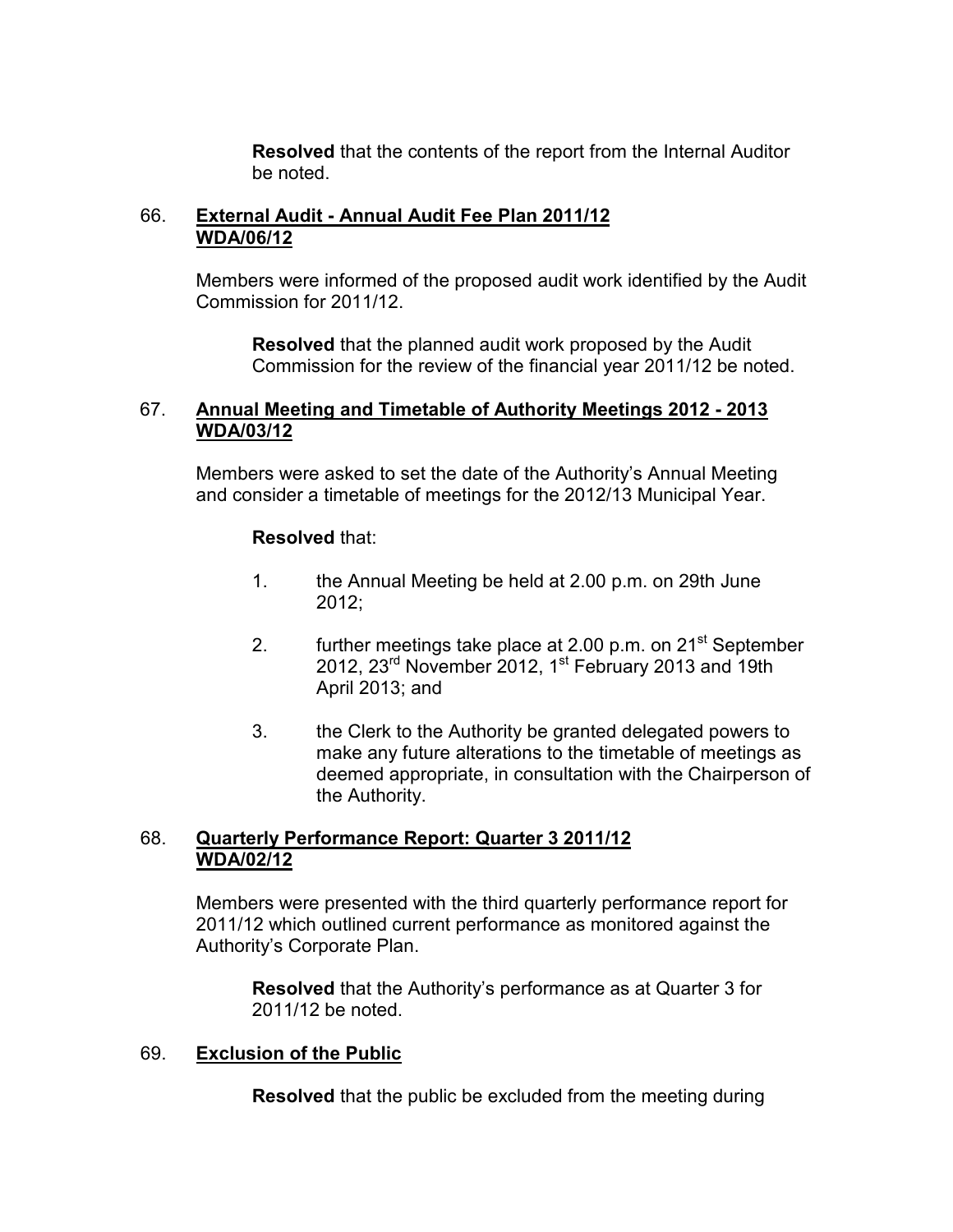**Resolved** that the contents of the report from the Internal Auditor be noted.

66. **External Audit - Annual Audit Fee Plan 2011/12 WDA/06/12**

Members were informed of the proposed audit work identified by the Audit Commission for 2011/12.

**Resolved** that the planned audit work proposed by the Audit Commission for the review of the financial year 2011/12 be noted.

67. **Annual Meeting and Timetable of Authority Meetings 2012 - 2013 WDA/03/12**

Members were asked to set the date of the Authority's Annual Meeting and consider a timetable of meetings for the 2012/13 Municipal Year.

**Resolved** that:

1. the Annual Meeting be held at 2.00 p.m. on 29th June 2012;

2. further meetings take place at 2.00 p.m. on 21st September 2012, 23rd November 2012, 1st February 2013 and 19th April 2013; and

3. the Clerk to the Authority be granted delegated powers to make any future alterations to the timetable of meetings as deemed appropriate, in consultation with the Chairperson of the Authority.

68. **Quarterly Performance Report: Quarter 3 2011/12 WDA/02/12**

Members were presented with the third quarterly performance report for 2011/12 which outlined current performance as monitored against the Authority's Corporate Plan.

**Resolved** that the Authority's performance as at Quarter 3 for 2011/12 be noted.

69. **Exclusion of the Public**

**Resolved** that the public be excluded from the meeting during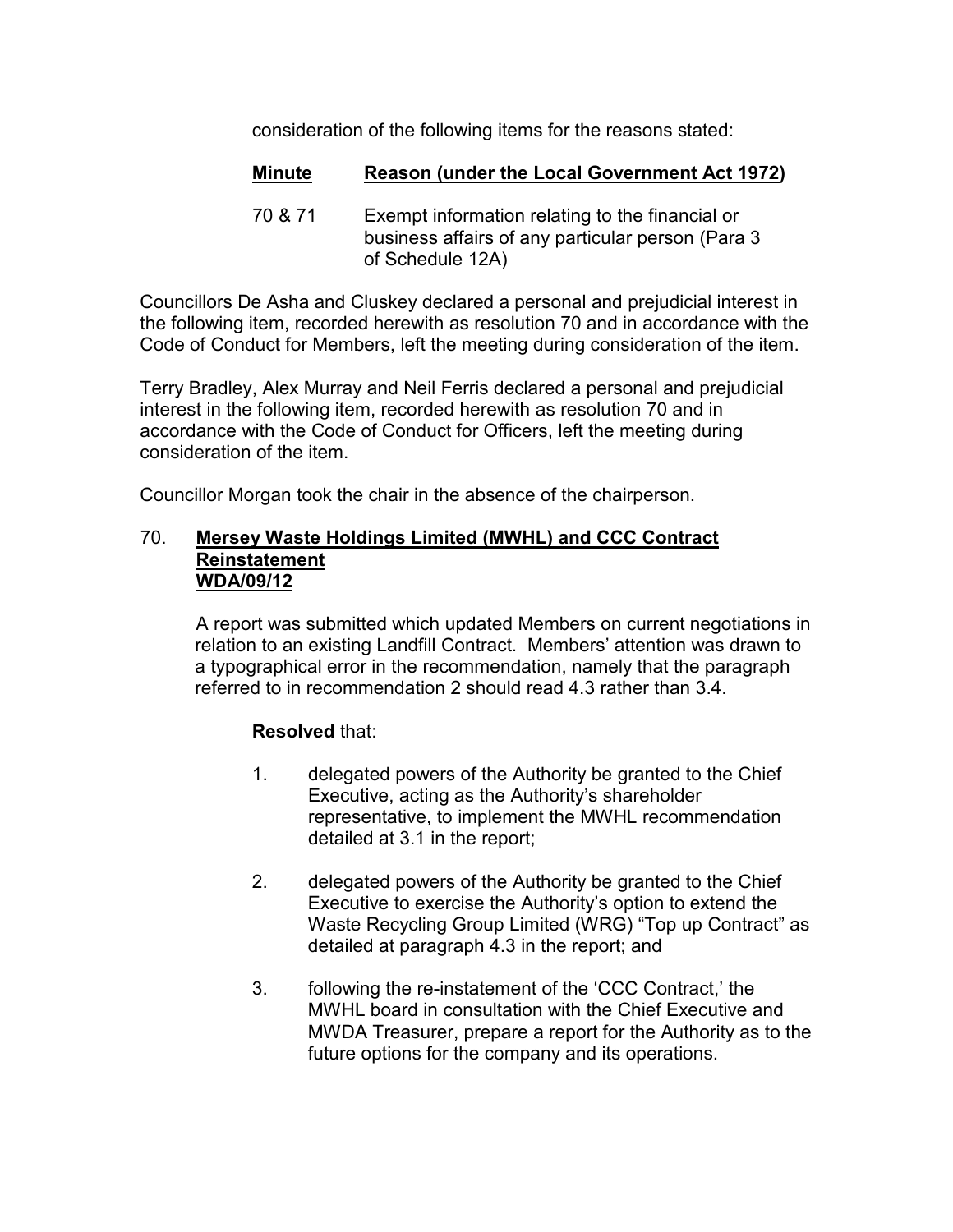consideration of the following items for the reasons stated:

| <u>**Minute**</u> | <u>**Reason (under the Local Government Act 1972)**</u> |
| --- | --- |
| 70 & 71 | Exempt information relating to the financial or business affairs of any particular person (Para 3 of Schedule 12A) |

Councillors De Asha and Cluskey declared a personal and prejudicial interest in the following item, recorded herewith as resolution 70 and in accordance with the Code of Conduct for Members, left the meeting during consideration of the item.

Terry Bradley, Alex Murray and Neil Ferris declared a personal and prejudicial interest in the following item, recorded herewith as resolution 70 and in accordance with the Code of Conduct for Officers, left the meeting during consideration of the item.

Councillor Morgan took the chair in the absence of the chairperson.

70. **<u>Mersey Waste Holdings Limited (MWHL) and CCC Contract Reinstatement</u>**
**<u>WDA/09/12</u>**

A report was submitted which updated Members on current negotiations in relation to an existing Landfill Contract. Members' attention was drawn to a typographical error in the recommendation, namely that the paragraph referred to in recommendation 2 should read 4.3 rather than 3.4.

**Resolved** that:

1. delegated powers of the Authority be granted to the Chief Executive, acting as the Authority's shareholder representative, to implement the MWHL recommendation detailed at 3.1 in the report;

2. delegated powers of the Authority be granted to the Chief Executive to exercise the Authority's option to extend the Waste Recycling Group Limited (WRG) "Top up Contract" as detailed at paragraph 4.3 in the report; and

3. following the re-instatement of the 'CCC Contract,' the MWHL board in consultation with the Chief Executive and MWDA Treasurer, prepare a report for the Authority as to the future options for the company and its operations.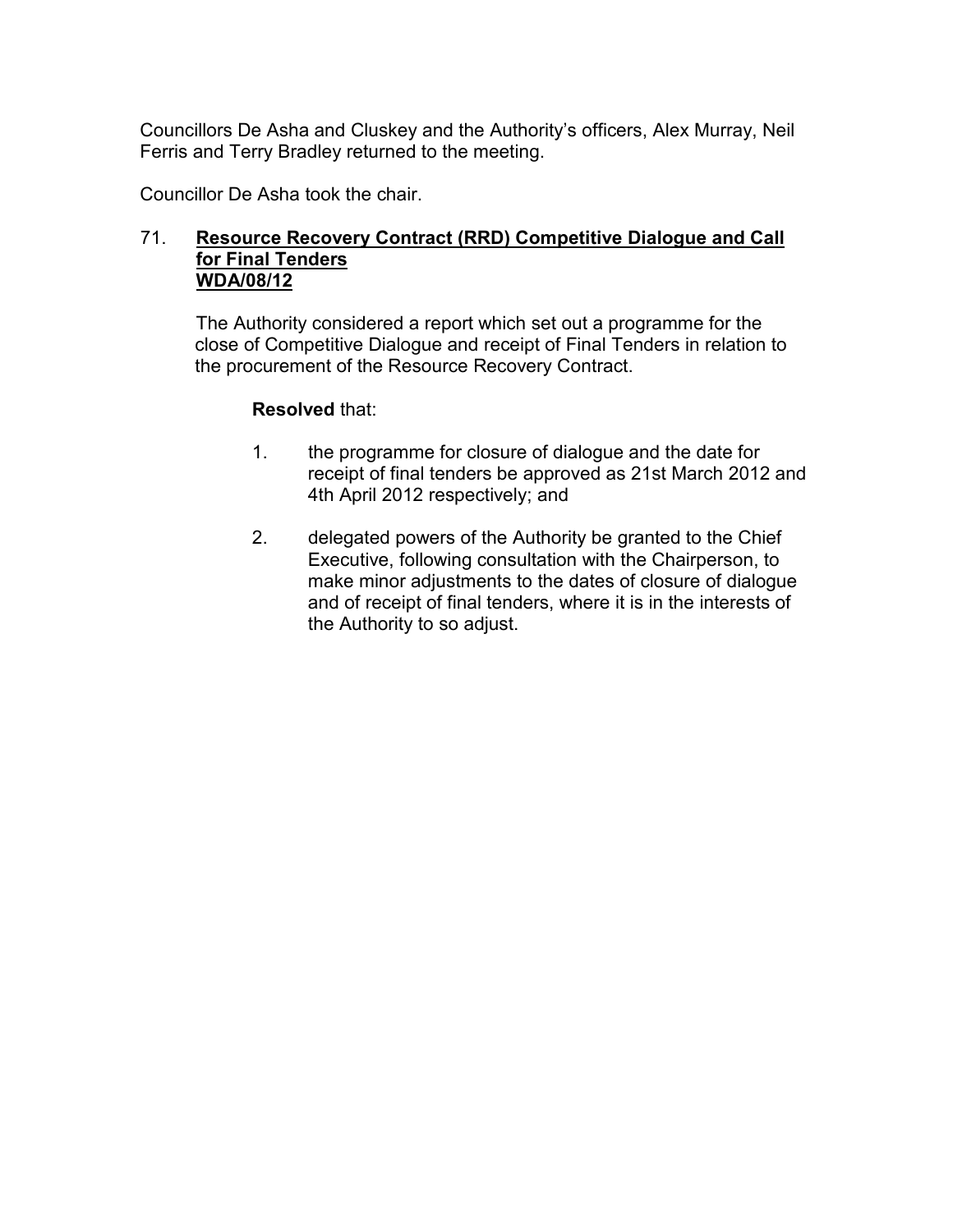Councillors De Asha and Cluskey and the Authority's officers, Alex Murray, Neil Ferris and Terry Bradley returned to the meeting.

Councillor De Asha took the chair.

## 71. Resource Recovery Contract (RRD) Competitive Dialogue and Call for Final Tenders WDA/08/12

The Authority considered a report which set out a programme for the close of Competitive Dialogue and receipt of Final Tenders in relation to the procurement of the Resource Recovery Contract.

**Resolved** that:

1. the programme for closure of dialogue and the date for receipt of final tenders be approved as 21st March 2012 and 4th April 2012 respectively; and

2. delegated powers of the Authority be granted to the Chief Executive, following consultation with the Chairperson, to make minor adjustments to the dates of closure of dialogue and of receipt of final tenders, where it is in the interests of the Authority to so adjust.